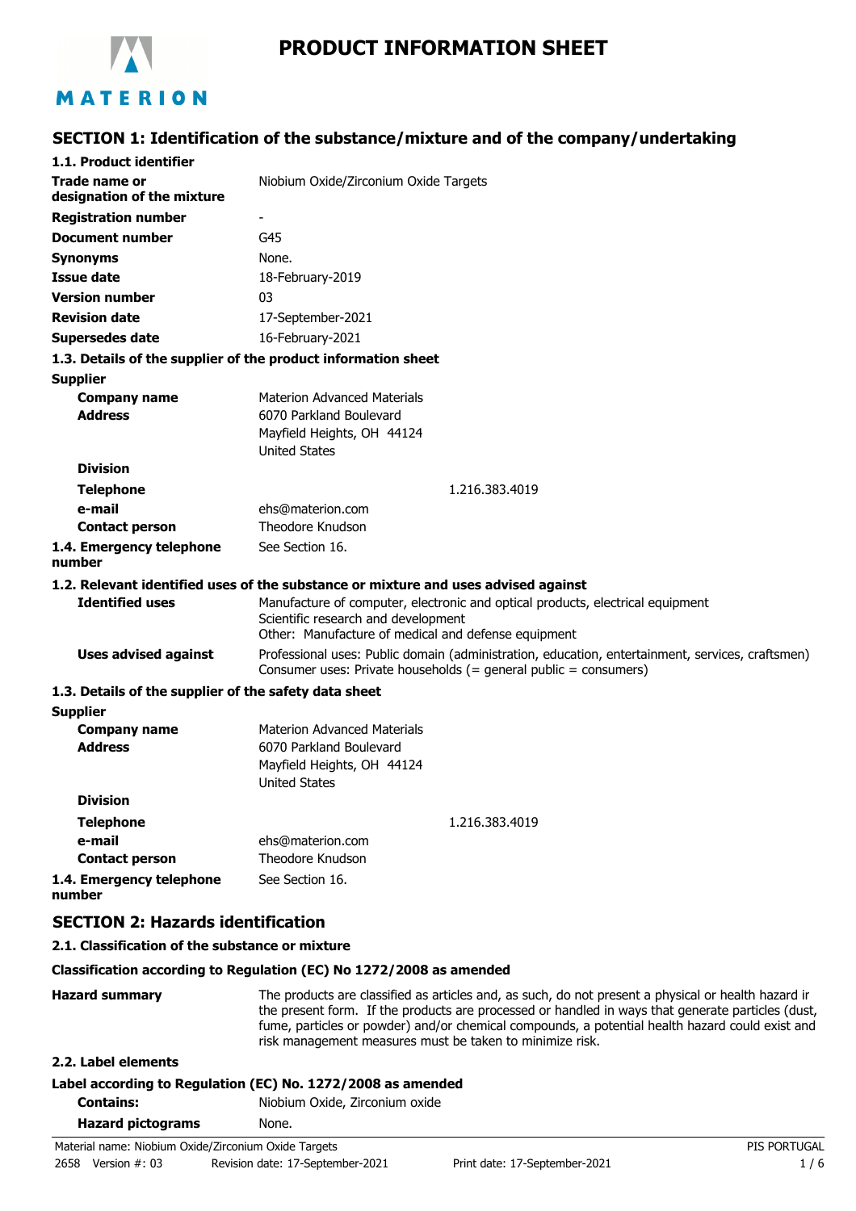# PRODUCT INFORMATION SHEET

## SECTION 1: Identification of the substance/mixture and of the company/undertaking

### 1.1. Product identifier

| | |
|---|---|
| **Trade name or designation of the mixture** | Niobium Oxide/Zirconium Oxide Targets |
| **Registration number** | - |
| **Document number** | G45 |
| **Synonyms** | None. |
| **Issue date** | 18-February-2019 |
| **Version number** | 03 |
| **Revision date** | 17-September-2021 |
| **Supersedes date** | 16-February-2021 |

### 1.3. Details of the supplier of the product information sheet

**Supplier**

| | |
|---|---|
| **Company name** | Materion Advanced Materials |
| **Address** | 6070 Parkland Boulevard<br>Mayfield Heights, OH 44124<br>United States |
| **Division** | |
| **Telephone** | 1.216.383.4019 |
| **e-mail** | ehs@materion.com |
| **Contact person** | Theodore Knudson |
| **1.4. Emergency telephone number** | See Section 16. |

### 1.2. Relevant identified uses of the substance or mixture and uses advised against

| | |
|---|---|
| **Identified uses** | Manufacture of computer, electronic and optical products, electrical equipment<br>Scientific research and development<br>Other: Manufacture of medical and defense equipment |
| **Uses advised against** | Professional uses: Public domain (administration, education, entertainment, services, craftsmen)<br>Consumer uses: Private households (= general public = consumers) |

### 1.3. Details of the supplier of the safety data sheet

**Supplier**

| | |
|---|---|
| **Company name** | Materion Advanced Materials |
| **Address** | 6070 Parkland Boulevard<br>Mayfield Heights, OH 44124<br>United States |
| **Division** | |
| **Telephone** | 1.216.383.4019 |
| **e-mail** | ehs@materion.com |
| **Contact person** | Theodore Knudson |
| **1.4. Emergency telephone number** | See Section 16. |

## SECTION 2: Hazards identification

### 2.1. Classification of the substance or mixture

**Classification according to Regulation (EC) No 1272/2008 as amended**

**Hazard summary**

The products are classified as articles and, as such, do not present a physical or health hazard ir the present form. If the products are processed or handled in ways that generate particles (dust, fume, particles or powder) and/or chemical compounds, a potential health hazard could exist and risk management measures must be taken to minimize risk.

### 2.2. Label elements

**Label according to Regulation (EC) No. 1272/2008 as amended**

| | |
|---|---|
| **Contains:** | Niobium Oxide, Zirconium oxide |
| **Hazard pictograms** | None. |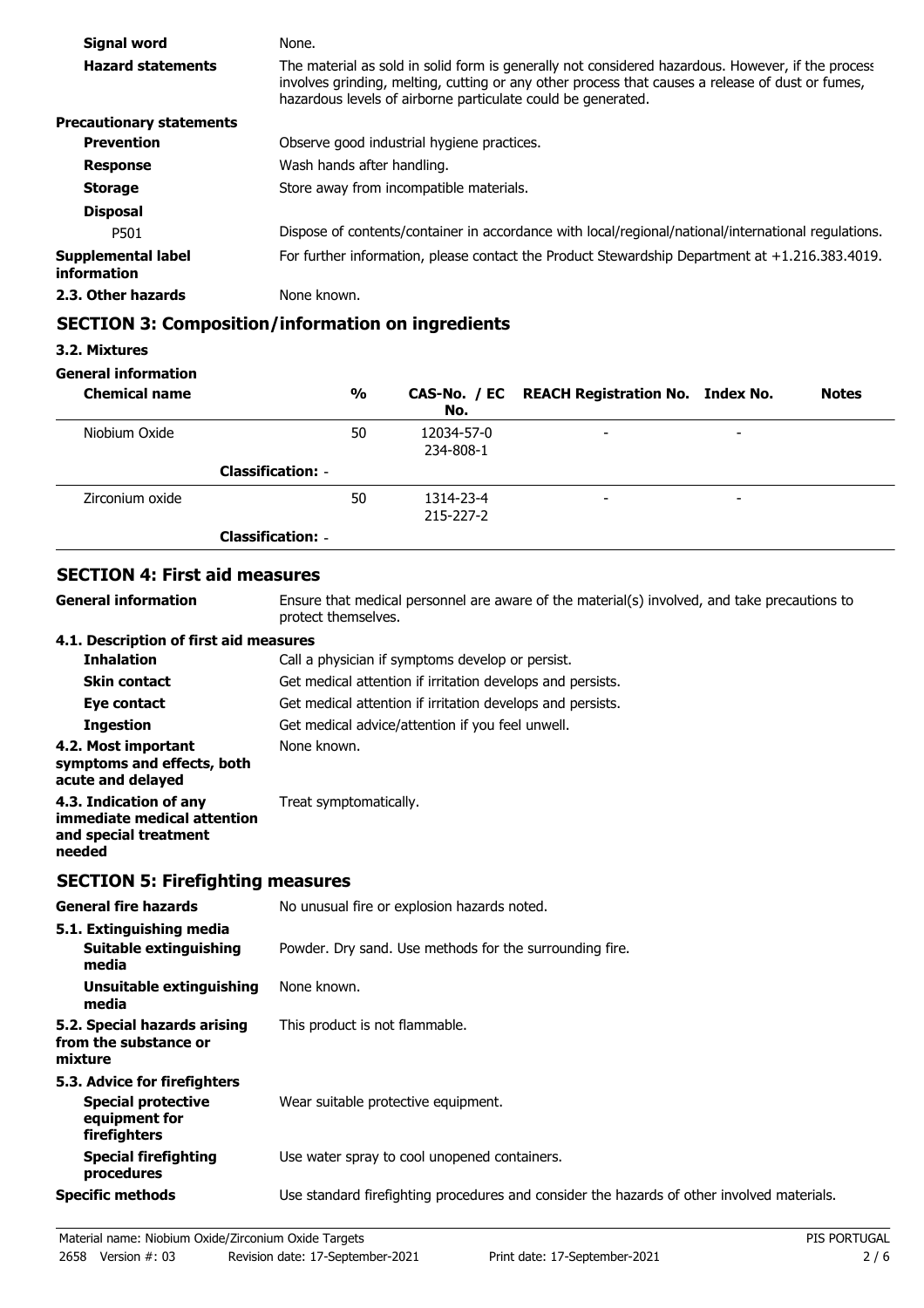| | |
|---|---|
| **Signal word** | None. |
| **Hazard statements** | The material as sold in solid form is generally not considered hazardous. However, if the process involves grinding, melting, cutting or any other process that causes a release of dust or fumes, hazardous levels of airborne particulate could be generated. |
| **Precautionary statements** | |
| **Prevention** | Observe good industrial hygiene practices. |
| **Response** | Wash hands after handling. |
| **Storage** | Store away from incompatible materials. |
| **Disposal** | |
| P501 | Dispose of contents/container in accordance with local/regional/national/international regulations. |
| **Supplemental label information** | For further information, please contact the Product Stewardship Department at +1.216.383.4019. |
| **2.3. Other hazards** | None known. |

## SECTION 3: Composition/information on ingredients

**3.2. Mixtures**

**General information**

| Chemical name | % | CAS-No. / EC No. | REACH Registration No. | Index No. | Notes |
|---|---|---|---|---|---|
| Niobium Oxide | 50 | 12034-57-0<br>234-808-1 | - | - | |
| **Classification:** - | | | | | |
| Zirconium oxide | 50 | 1314-23-4<br>215-227-2 | - | - | |
| **Classification:** - | | | | | |

## SECTION 4: First aid measures

| | |
|---|---|
| **General information** | Ensure that medical personnel are aware of the material(s) involved, and take precautions to protect themselves. |
| **4.1. Description of first aid measures** | |
| **Inhalation** | Call a physician if symptoms develop or persist. |
| **Skin contact** | Get medical attention if irritation develops and persists. |
| **Eye contact** | Get medical attention if irritation develops and persists. |
| **Ingestion** | Get medical advice/attention if you feel unwell. |
| **4.2. Most important symptoms and effects, both acute and delayed** | None known. |
| **4.3. Indication of any immediate medical attention and special treatment needed** | Treat symptomatically. |

## SECTION 5: Firefighting measures

| | |
|---|---|
| **General fire hazards** | No unusual fire or explosion hazards noted. |
| **5.1. Extinguishing media** | |
| **Suitable extinguishing media** | Powder. Dry sand. Use methods for the surrounding fire. |
| **Unsuitable extinguishing media** | None known. |
| **5.2. Special hazards arising from the substance or mixture** | This product is not flammable. |
| **5.3. Advice for firefighters** | |
| **Special protective equipment for firefighters** | Wear suitable protective equipment. |
| **Special firefighting procedures** | Use water spray to cool unopened containers. |
| **Specific methods** | Use standard firefighting procedures and consider the hazards of other involved materials. |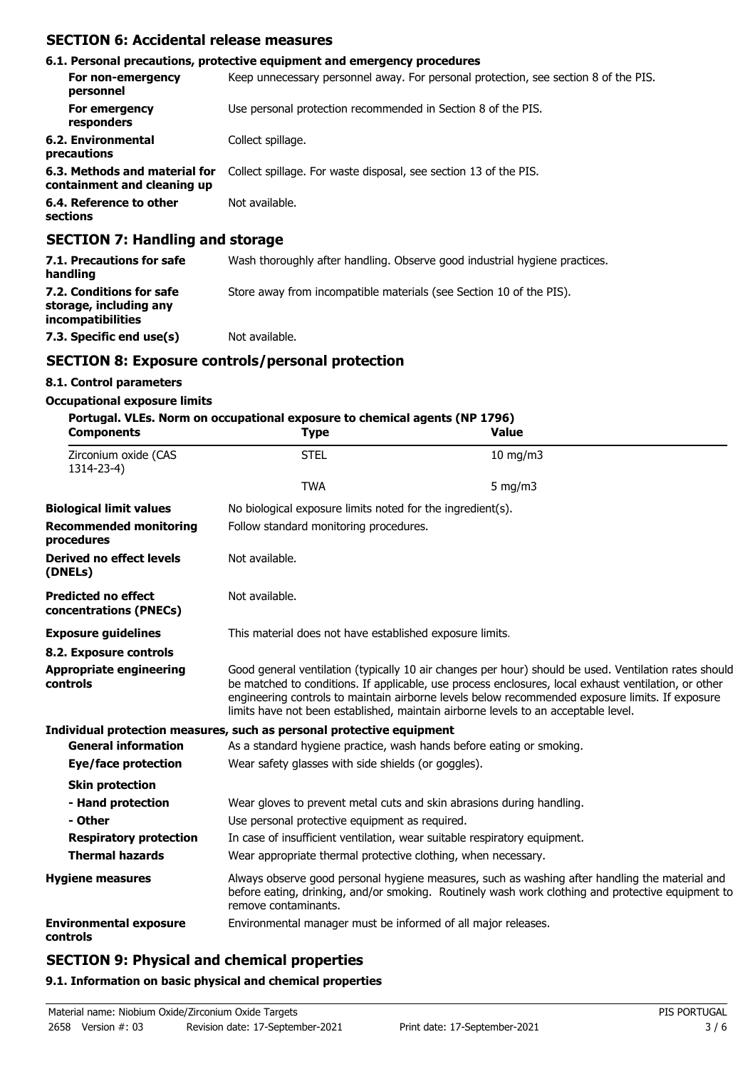## SECTION 6: Accidental release measures

### 6.1. Personal precautions, protective equipment and emergency procedures

| | |
|---|---|
| **For non-emergency personnel** | Keep unnecessary personnel away. For personal protection, see section 8 of the PIS. |
| **For emergency responders** | Use personal protection recommended in Section 8 of the PIS. |
| **6.2. Environmental precautions** | Collect spillage. |
| **6.3. Methods and material for containment and cleaning up** | Collect spillage. For waste disposal, see section 13 of the PIS. |
| **6.4. Reference to other sections** | Not available. |

## SECTION 7: Handling and storage

| | |
|---|---|
| **7.1. Precautions for safe handling** | Wash thoroughly after handling. Observe good industrial hygiene practices. |
| **7.2. Conditions for safe storage, including any incompatibilities** | Store away from incompatible materials (see Section 10 of the PIS). |
| **7.3. Specific end use(s)** | Not available. |

## SECTION 8: Exposure controls/personal protection

### 8.1. Control parameters

**Occupational exposure limits**

**Portugal. VLEs. Norm on occupational exposure to chemical agents (NP 1796)**

| Components | Type | Value |
|---|---|---|
| Zirconium oxide (CAS 1314-23-4) | STEL | 10 mg/m3 |
| | TWA | 5 mg/m3 |

| | |
|---|---|
| **Biological limit values** | No biological exposure limits noted for the ingredient(s). |
| **Recommended monitoring procedures** | Follow standard monitoring procedures. |
| **Derived no effect levels (DNELs)** | Not available. |
| **Predicted no effect concentrations (PNECs)** | Not available. |
| **Exposure guidelines** | This material does not have established exposure limits. |

### 8.2. Exposure controls

| | |
|---|---|
| **Appropriate engineering controls** | Good general ventilation (typically 10 air changes per hour) should be used. Ventilation rates should be matched to conditions. If applicable, use process enclosures, local exhaust ventilation, or other engineering controls to maintain airborne levels below recommended exposure limits. If exposure limits have not been established, maintain airborne levels to an acceptable level. |

**Individual protection measures, such as personal protective equipment**

| | |
|---|---|
| **General information** | As a standard hygiene practice, wash hands before eating or smoking. |
| **Eye/face protection** | Wear safety glasses with side shields (or goggles). |
| **Skin protection** | |
| **- Hand protection** | Wear gloves to prevent metal cuts and skin abrasions during handling. |
| **- Other** | Use personal protective equipment as required. |
| **Respiratory protection** | In case of insufficient ventilation, wear suitable respiratory equipment. |
| **Thermal hazards** | Wear appropriate thermal protective clothing, when necessary. |
| **Hygiene measures** | Always observe good personal hygiene measures, such as washing after handling the material and before eating, drinking, and/or smoking. Routinely wash work clothing and protective equipment to remove contaminants. |
| **Environmental exposure controls** | Environmental manager must be informed of all major releases. |

## SECTION 9: Physical and chemical properties

### 9.1. Information on basic physical and chemical properties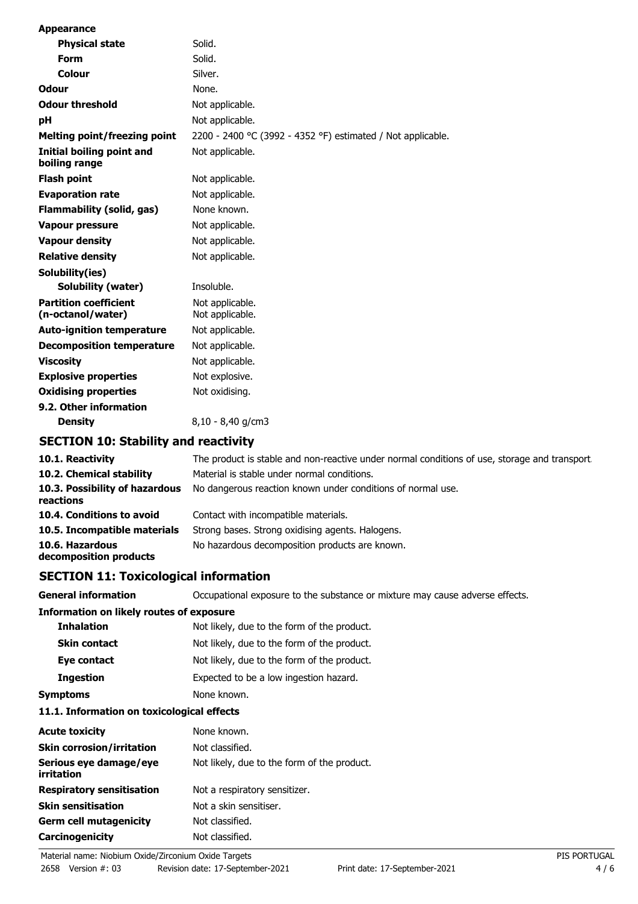**Appearance**

| | |
|---|---|
| **Physical state** | Solid. |
| **Form** | Solid. |
| **Colour** | Silver. |
| **Odour** | None. |
| **Odour threshold** | Not applicable. |
| **pH** | Not applicable. |
| **Melting point/freezing point** | 2200 - 2400 °C (3992 - 4352 °F) estimated / Not applicable. |
| **Initial boiling point and boiling range** | Not applicable. |
| **Flash point** | Not applicable. |
| **Evaporation rate** | Not applicable. |
| **Flammability (solid, gas)** | None known. |
| **Vapour pressure** | Not applicable. |
| **Vapour density** | Not applicable. |
| **Relative density** | Not applicable. |
| **Solubility(ies)** | |
| **Solubility (water)** | Insoluble. |
| **Partition coefficient (n-octanol/water)** | Not applicable. Not applicable. |
| **Auto-ignition temperature** | Not applicable. |
| **Decomposition temperature** | Not applicable. |
| **Viscosity** | Not applicable. |
| **Explosive properties** | Not explosive. |
| **Oxidising properties** | Not oxidising. |
| **9.2. Other information** | |
| **Density** | 8,10 - 8,40 g/cm3 |

## SECTION 10: Stability and reactivity

| | |
|---|---|
| **10.1. Reactivity** | The product is stable and non-reactive under normal conditions of use, storage and transport. |
| **10.2. Chemical stability** | Material is stable under normal conditions. |
| **10.3. Possibility of hazardous reactions** | No dangerous reaction known under conditions of normal use. |
| **10.4. Conditions to avoid** | Contact with incompatible materials. |
| **10.5. Incompatible materials** | Strong bases. Strong oxidising agents. Halogens. |
| **10.6. Hazardous decomposition products** | No hazardous decomposition products are known. |

## SECTION 11: Toxicological information

| | |
|---|---|
| **General information** | Occupational exposure to the substance or mixture may cause adverse effects. |

**Information on likely routes of exposure**

| | |
|---|---|
| **Inhalation** | Not likely, due to the form of the product. |
| **Skin contact** | Not likely, due to the form of the product. |
| **Eye contact** | Not likely, due to the form of the product. |
| **Ingestion** | Expected to be a low ingestion hazard. |
| **Symptoms** | None known. |

**11.1. Information on toxicological effects**

| | |
|---|---|
| **Acute toxicity** | None known. |
| **Skin corrosion/irritation** | Not classified. |
| **Serious eye damage/eye irritation** | Not likely, due to the form of the product. |
| **Respiratory sensitisation** | Not a respiratory sensitizer. |
| **Skin sensitisation** | Not a skin sensitiser. |
| **Germ cell mutagenicity** | Not classified. |
| **Carcinogenicity** | Not classified. |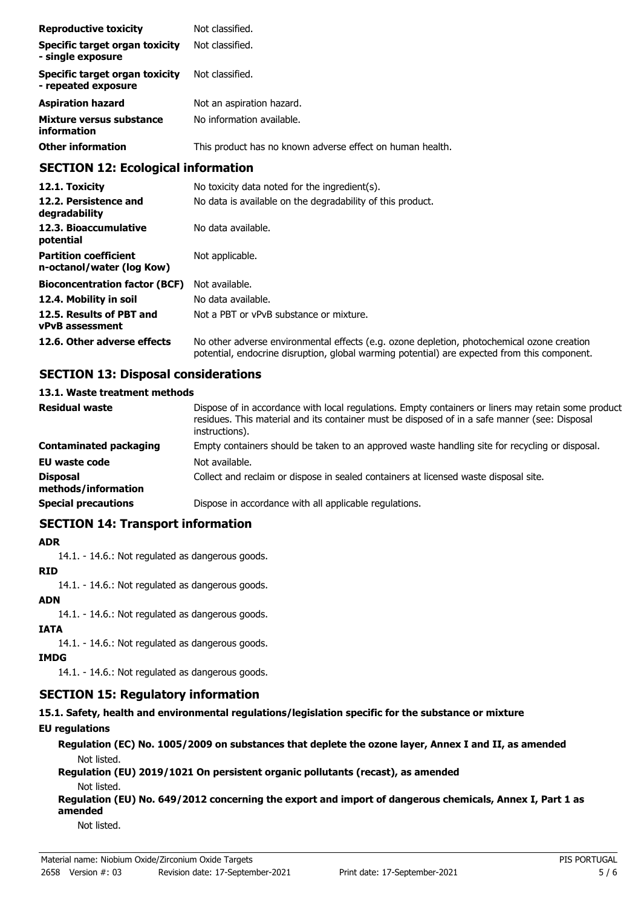| | |
|---|---|
| **Reproductive toxicity** | Not classified. |
| **Specific target organ toxicity - single exposure** | Not classified. |
| **Specific target organ toxicity - repeated exposure** | Not classified. |
| **Aspiration hazard** | Not an aspiration hazard. |
| **Mixture versus substance information** | No information available. |
| **Other information** | This product has no known adverse effect on human health. |

## SECTION 12: Ecological information

| | |
|---|---|
| **12.1. Toxicity** | No toxicity data noted for the ingredient(s). |
| **12.2. Persistence and degradability** | No data is available on the degradability of this product. |
| **12.3. Bioaccumulative potential** | No data available. |
| **Partition coefficient n-octanol/water (log Kow)** | Not applicable. |
| **Bioconcentration factor (BCF)** | Not available. |
| **12.4. Mobility in soil** | No data available. |
| **12.5. Results of PBT and vPvB assessment** | Not a PBT or vPvB substance or mixture. |
| **12.6. Other adverse effects** | No other adverse environmental effects (e.g. ozone depletion, photochemical ozone creation potential, endocrine disruption, global warming potential) are expected from this component. |

## SECTION 13: Disposal considerations

### 13.1. Waste treatment methods

| | |
|---|---|
| **Residual waste** | Dispose of in accordance with local regulations. Empty containers or liners may retain some product residues. This material and its container must be disposed of in a safe manner (see: Disposal instructions). |
| **Contaminated packaging** | Empty containers should be taken to an approved waste handling site for recycling or disposal. |
| **EU waste code** | Not available. |
| **Disposal methods/information** | Collect and reclaim or dispose in sealed containers at licensed waste disposal site. |
| **Special precautions** | Dispose in accordance with all applicable regulations. |

## SECTION 14: Transport information

**ADR**

14.1. - 14.6.: Not regulated as dangerous goods.

**RID**

14.1. - 14.6.: Not regulated as dangerous goods.

**ADN**

14.1. - 14.6.: Not regulated as dangerous goods.

**IATA**

14.1. - 14.6.: Not regulated as dangerous goods.

**IMDG**

14.1. - 14.6.: Not regulated as dangerous goods.

## SECTION 15: Regulatory information

**15.1. Safety, health and environmental regulations/legislation specific for the substance or mixture**

**EU regulations**

**Regulation (EC) No. 1005/2009 on substances that deplete the ozone layer, Annex I and II, as amended**

Not listed.

**Regulation (EU) 2019/1021 On persistent organic pollutants (recast), as amended**

Not listed.

**Regulation (EU) No. 649/2012 concerning the export and import of dangerous chemicals, Annex I, Part 1 as amended**

Not listed.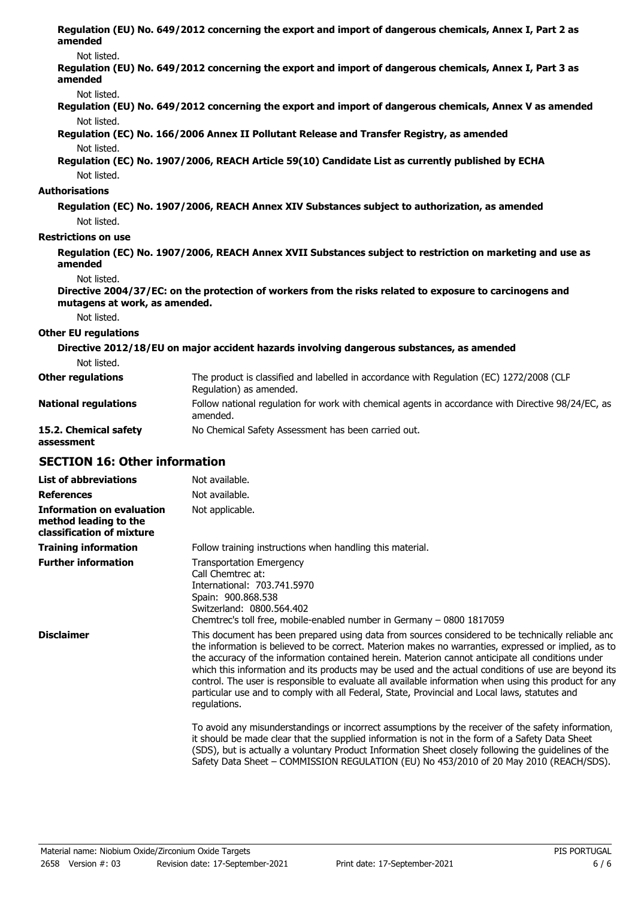**Regulation (EU) No. 649/2012 concerning the export and import of dangerous chemicals, Annex I, Part 2 as amended**

Not listed.

**Regulation (EU) No. 649/2012 concerning the export and import of dangerous chemicals, Annex I, Part 3 as amended**

Not listed.

**Regulation (EU) No. 649/2012 concerning the export and import of dangerous chemicals, Annex V as amended**

Not listed.

**Regulation (EC) No. 166/2006 Annex II Pollutant Release and Transfer Registry, as amended**

Not listed.

**Regulation (EC) No. 1907/2006, REACH Article 59(10) Candidate List as currently published by ECHA**

Not listed.

**Authorisations**

**Regulation (EC) No. 1907/2006, REACH Annex XIV Substances subject to authorization, as amended**

Not listed.

**Restrictions on use**

**Regulation (EC) No. 1907/2006, REACH Annex XVII Substances subject to restriction on marketing and use as amended**

Not listed.

**Directive 2004/37/EC: on the protection of workers from the risks related to exposure to carcinogens and mutagens at work, as amended.**

Not listed.

**Other EU regulations**

**Directive 2012/18/EU on major accident hazards involving dangerous substances, as amended**

Not listed.

| | |
|---|---|
| **Other regulations** | The product is classified and labelled in accordance with Regulation (EC) 1272/2008 (CLP Regulation) as amended. |
| **National regulations** | Follow national regulation for work with chemical agents in accordance with Directive 98/24/EC, as amended. |
| **15.2. Chemical safety assessment** | No Chemical Safety Assessment has been carried out. |

## SECTION 16: Other information

| | |
|---|---|
| **List of abbreviations** | Not available. |
| **References** | Not available. |
| **Information on evaluation method leading to the classification of mixture** | Not applicable. |
| **Training information** | Follow training instructions when handling this material. |
| **Further information** | Transportation Emergency<br>Call Chemtrec at:<br>International: 703.741.5970<br>Spain: 900.868.538<br>Switzerland: 0800.564.402<br>Chemtrec's toll free, mobile-enabled number in Germany – 0800 1817059 |
| **Disclaimer** | This document has been prepared using data from sources considered to be technically reliable and the information is believed to be correct. Materion makes no warranties, expressed or implied, as to the accuracy of the information contained herein. Materion cannot anticipate all conditions under which this information and its products may be used and the actual conditions of use are beyond its control. The user is responsible to evaluate all available information when using this product for any particular use and to comply with all Federal, State, Provincial and Local laws, statutes and regulations.<br><br>To avoid any misunderstandings or incorrect assumptions by the receiver of the safety information, it should be made clear that the supplied information is not in the form of a Safety Data Sheet (SDS), but is actually a voluntary Product Information Sheet closely following the guidelines of the Safety Data Sheet – COMMISSION REGULATION (EU) No 453/2010 of 20 May 2010 (REACH/SDS). |